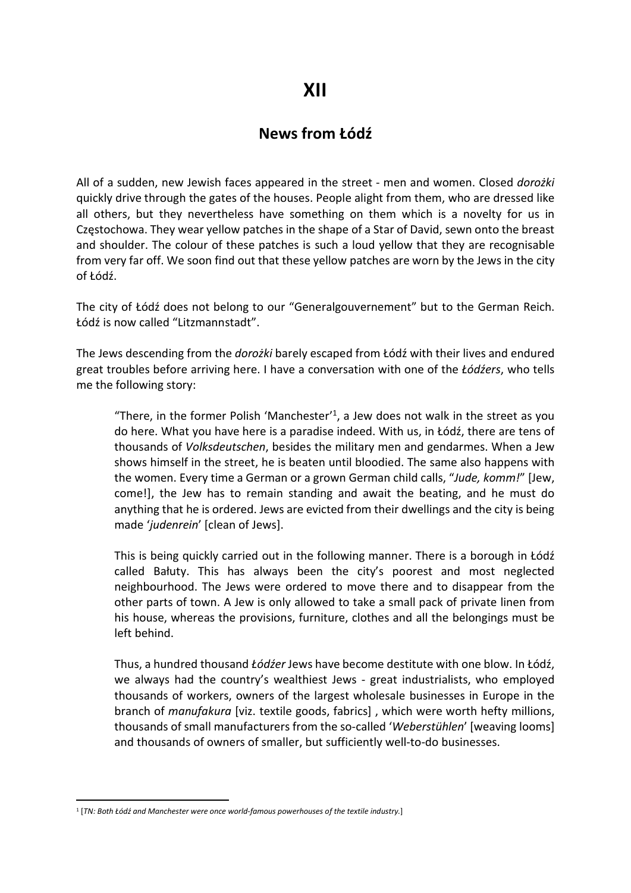# XII

## News from Łódź

All of a sudden, new Jewish faces appeared in the street - men and women. Closed *dorożki* quickly drive through the gates of the houses. People alight from them, who are dressed like all others, but they nevertheless have something on them which is a novelty for us in Częstochowa. They wear yellow patches in the shape of a Star of David, sewn onto the breast and shoulder. The colour of these patches is such a loud yellow that they are recognisable from very far off. We soon find out that these yellow patches are worn by the Jews in the city of Łódź.

The city of Łódź does not belong to our "Generalgouvernement" but to the German Reich. Łódź is now called "Litzmannstadt".

The Jews descending from the *dorożki* barely escaped from Łódź with their lives and endured great troubles before arriving here. I have a conversation with one of the *Łódźers*, who tells me the following story:

> "There, in the former Polish 'Manchester'[1], a Jew does not walk in the street as you do here. What you have here is a paradise indeed. With us, in Łódź, there are tens of thousands of *Volksdeutschen*, besides the military men and gendarmes. When a Jew shows himself in the street, he is beaten until bloodied. The same also happens with the women. Every time a German or a grown German child calls, "*Jude, komm!*" [Jew, come!], the Jew has to remain standing and await the beating, and he must do anything that he is ordered. Jews are evicted from their dwellings and the city is being made '*judenrein*' [clean of Jews].
>
> This is being quickly carried out in the following manner. There is a borough in Łódź called Bałuty. This has always been the city's poorest and most neglected neighbourhood. The Jews were ordered to move there and to disappear from the other parts of town. A Jew is only allowed to take a small pack of private linen from his house, whereas the provisions, furniture, clothes and all the belongings must be left behind.
>
> Thus, a hundred thousand *Łódźer* Jews have become destitute with one blow. In Łódź, we always had the country's wealthiest Jews - great industrialists, who employed thousands of workers, owners of the largest wholesale businesses in Europe in the branch of *manufakura* [viz. textile goods, fabrics] , which were worth hefty millions, thousands of small manufacturers from the so-called '*Weberstühlen*' [weaving looms] and thousands of owners of smaller, but sufficiently well-to-do businesses.

---

[1] [*TN: Both Łódź and Manchester were once world-famous powerhouses of the textile industry.*]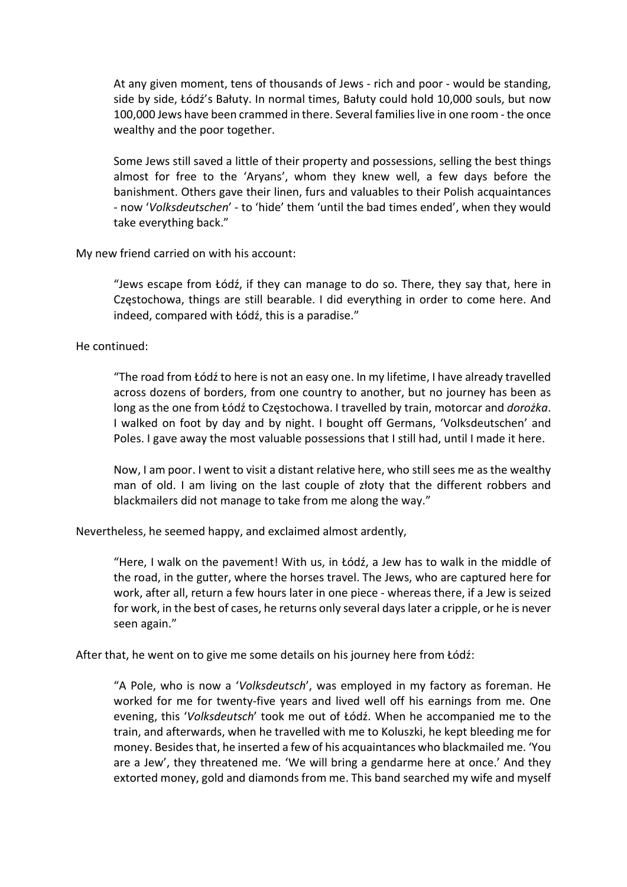At any given moment, tens of thousands of Jews - rich and poor - would be standing, side by side, Łódź's Bałuty. In normal times, Bałuty could hold 10,000 souls, but now 100,000 Jews have been crammed in there. Several families live in one room - the once wealthy and the poor together.

Some Jews still saved a little of their property and possessions, selling the best things almost for free to the 'Aryans', whom they knew well, a few days before the banishment. Others gave their linen, furs and valuables to their Polish acquaintances - now '*Volksdeutschen*' - to 'hide' them 'until the bad times ended', when they would take everything back."

My new friend carried on with his account:

> "Jews escape from Łódź, if they can manage to do so. There, they say that, here in Częstochowa, things are still bearable. I did everything in order to come here. And indeed, compared with Łódź, this is a paradise."

He continued:

> "The road from Łódź to here is not an easy one. In my lifetime, I have already travelled across dozens of borders, from one country to another, but no journey has been as long as the one from Łódź to Częstochowa. I travelled by train, motorcar and *dorożka*. I walked on foot by day and by night. I bought off Germans, 'Volksdeutschen' and Poles. I gave away the most valuable possessions that I still had, until I made it here.
>
> Now, I am poor. I went to visit a distant relative here, who still sees me as the wealthy man of old. I am living on the last couple of złoty that the different robbers and blackmailers did not manage to take from me along the way."

Nevertheless, he seemed happy, and exclaimed almost ardently,

> "Here, I walk on the pavement! With us, in Łódź, a Jew has to walk in the middle of the road, in the gutter, where the horses travel. The Jews, who are captured here for work, after all, return a few hours later in one piece - whereas there, if a Jew is seized for work, in the best of cases, he returns only several days later a cripple, or he is never seen again."

After that, he went on to give me some details on his journey here from Łódź:

> "A Pole, who is now a '*Volksdeutsch*', was employed in my factory as foreman. He worked for me for twenty-five years and lived well off his earnings from me. One evening, this '*Volksdeutsch*' took me out of Łódź. When he accompanied me to the train, and afterwards, when he travelled with me to Koluszki, he kept bleeding me for money. Besides that, he inserted a few of his acquaintances who blackmailed me. 'You are a Jew', they threatened me. 'We will bring a gendarme here at once.' And they extorted money, gold and diamonds from me. This band searched my wife and myself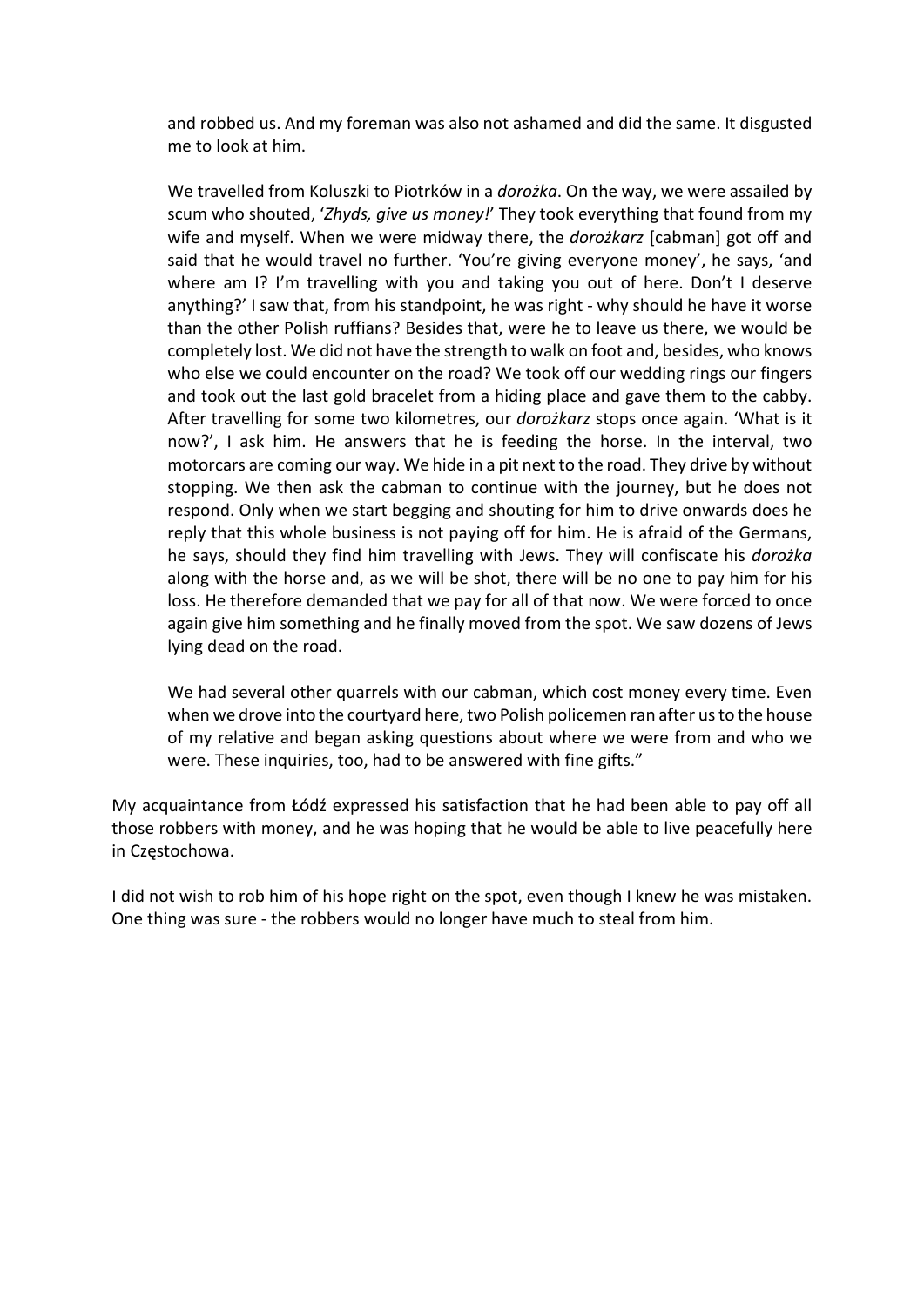and robbed us. And my foreman was also not ashamed and did the same. It disgusted me to look at him.

We travelled from Koluszki to Piotrków in a *dorożka*. On the way, we were assailed by scum who shouted, '*Zhyds, give us money!*' They took everything that found from my wife and myself. When we were midway there, the *dorożkarz* [cabman] got off and said that he would travel no further. 'You're giving everyone money', he says, 'and where am I? I'm travelling with you and taking you out of here. Don't I deserve anything?' I saw that, from his standpoint, he was right - why should he have it worse than the other Polish ruffians? Besides that, were he to leave us there, we would be completely lost. We did not have the strength to walk on foot and, besides, who knows who else we could encounter on the road? We took off our wedding rings our fingers and took out the last gold bracelet from a hiding place and gave them to the cabby. After travelling for some two kilometres, our *dorożkarz* stops once again. 'What is it now?', I ask him. He answers that he is feeding the horse. In the interval, two motorcars are coming our way. We hide in a pit next to the road. They drive by without stopping. We then ask the cabman to continue with the journey, but he does not respond. Only when we start begging and shouting for him to drive onwards does he reply that this whole business is not paying off for him. He is afraid of the Germans, he says, should they find him travelling with Jews. They will confiscate his *dorożka* along with the horse and, as we will be shot, there will be no one to pay him for his loss. He therefore demanded that we pay for all of that now. We were forced to once again give him something and he finally moved from the spot. We saw dozens of Jews lying dead on the road.

We had several other quarrels with our cabman, which cost money every time. Even when we drove into the courtyard here, two Polish policemen ran after us to the house of my relative and began asking questions about where we were from and who we were. These inquiries, too, had to be answered with fine gifts."

My acquaintance from Łódź expressed his satisfaction that he had been able to pay off all those robbers with money, and he was hoping that he would be able to live peacefully here in Częstochowa.

I did not wish to rob him of his hope right on the spot, even though I knew he was mistaken. One thing was sure - the robbers would no longer have much to steal from him.